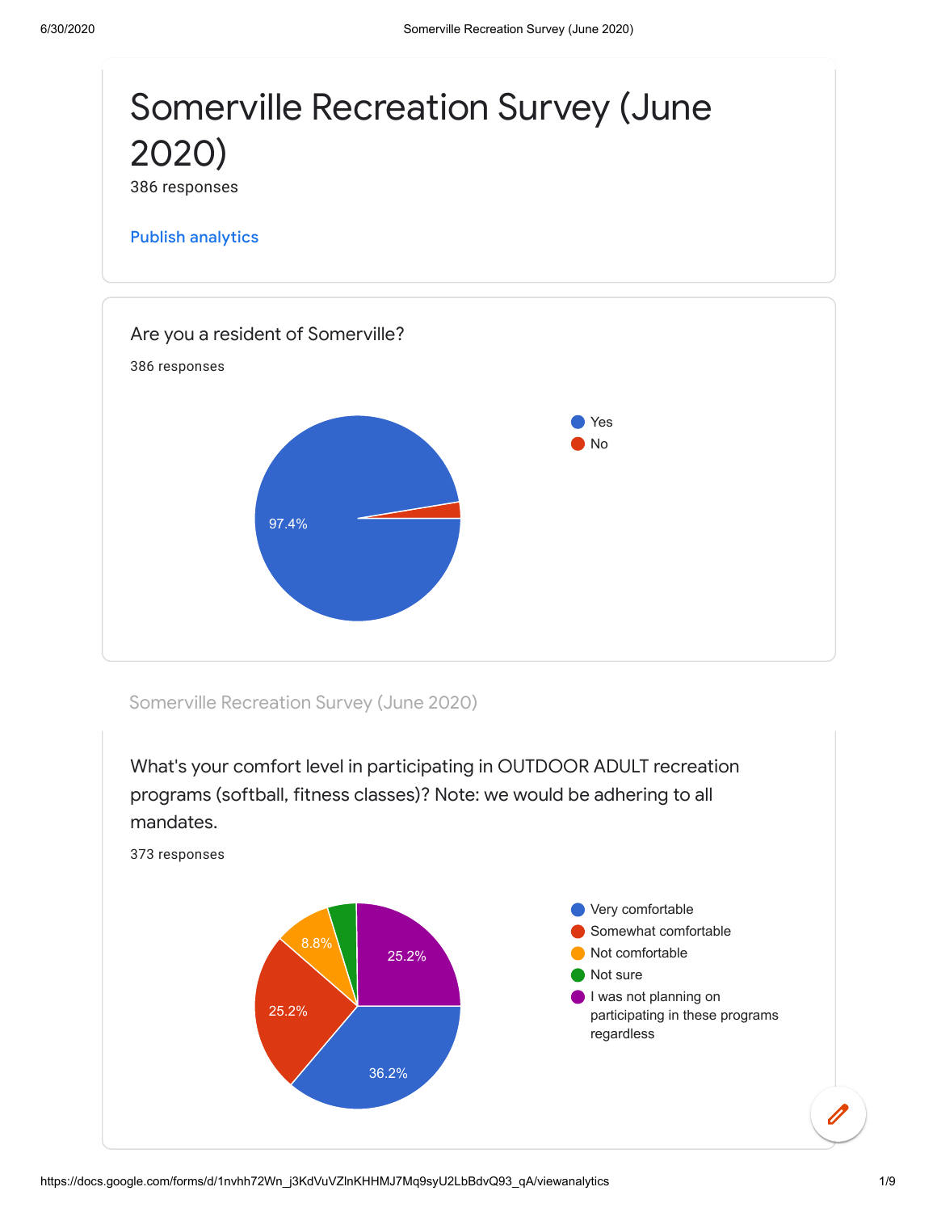# Somerville Recreation Survey (June 2020)

386 responses

Publish analytics

## Are you a resident of Somerville?

386 responses

- Yes
- No

97.4%

Somerville Recreation Survey (June 2020)

## What's your comfort level in participating in OUTDOOR ADULT recreation programs (softball, fitness classes)? Note: we would be adhering to all mandates.

373 responses

- Very comfortable
- Somewhat comfortable
- Not comfortable
- Not sure
- I was not planning on participating in these programs regardless

36.2%

25.2%

8.8%

25.2%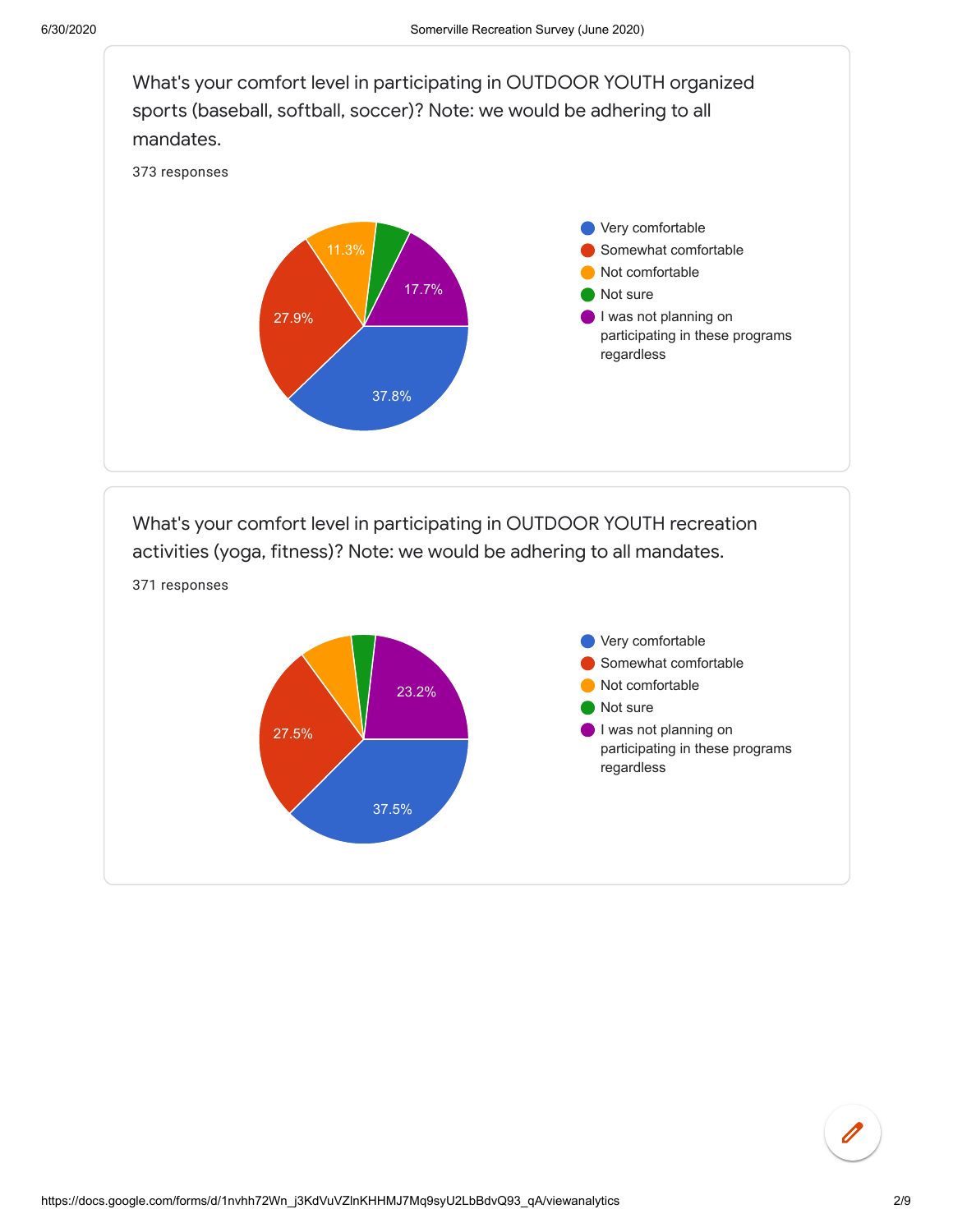What's your comfort level in participating in OUTDOOR YOUTH organized sports (baseball, softball, soccer)? Note: we would be adhering to all mandates.

373 responses

| Response | Percentage |
|---|---|
| Very comfortable | 37.8% |
| Somewhat comfortable | 27.9% |
| Not comfortable | 11.3% |
| Not sure | |
| I was not planning on participating in these programs regardless | 17.7% |

What's your comfort level in participating in OUTDOOR YOUTH recreation activities (yoga, fitness)? Note: we would be adhering to all mandates.

371 responses

| Response | Percentage |
|---|---|
| Very comfortable | 37.5% |
| Somewhat comfortable | 27.5% |
| Not comfortable | |
| Not sure | |
| I was not planning on participating in these programs regardless | 23.2% |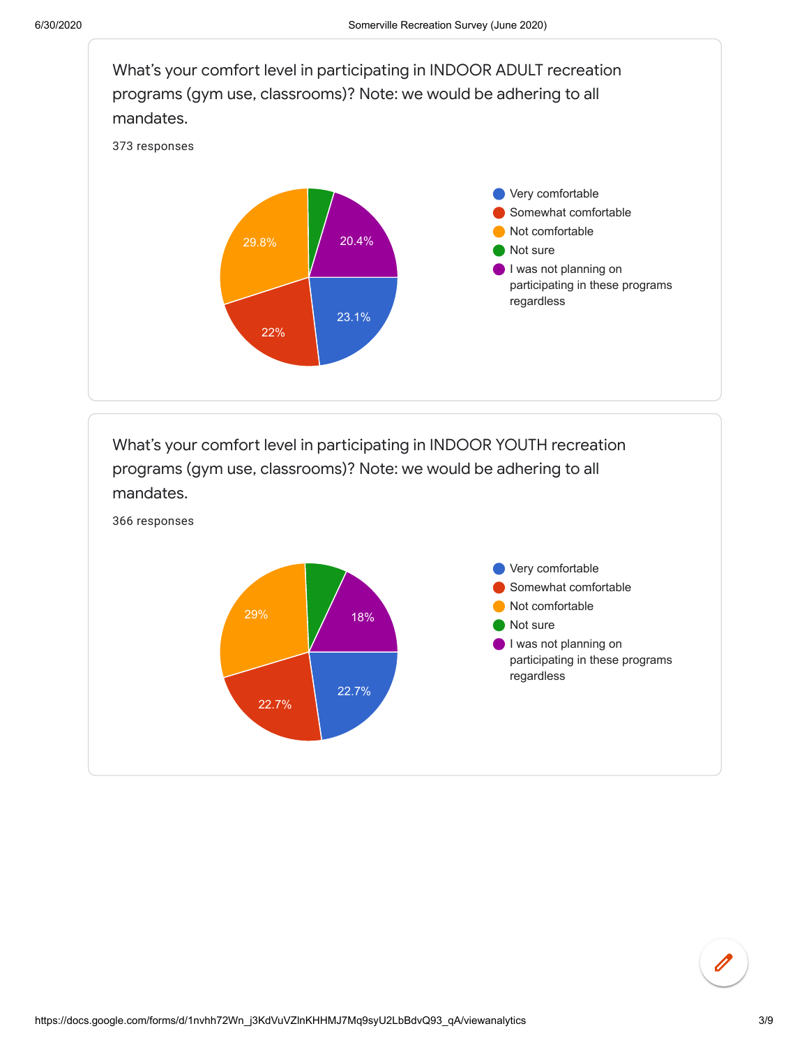What's your comfort level in participating in INDOOR ADULT recreation programs (gym use, classrooms)? Note: we would be adhering to all mandates.

373 responses

| Response | Percentage |
|---|---|
| Very comfortable | 23.1% |
| Somewhat comfortable | 22% |
| Not comfortable | 29.8% |
| Not sure | |
| I was not planning on participating in these programs regardless | 20.4% |

What's your comfort level in participating in INDOOR YOUTH recreation programs (gym use, classrooms)? Note: we would be adhering to all mandates.

366 responses

| Response | Percentage |
|---|---|
| Very comfortable | 22.7% |
| Somewhat comfortable | 22.7% |
| Not comfortable | 29% |
| Not sure | |
| I was not planning on participating in these programs regardless | 18% |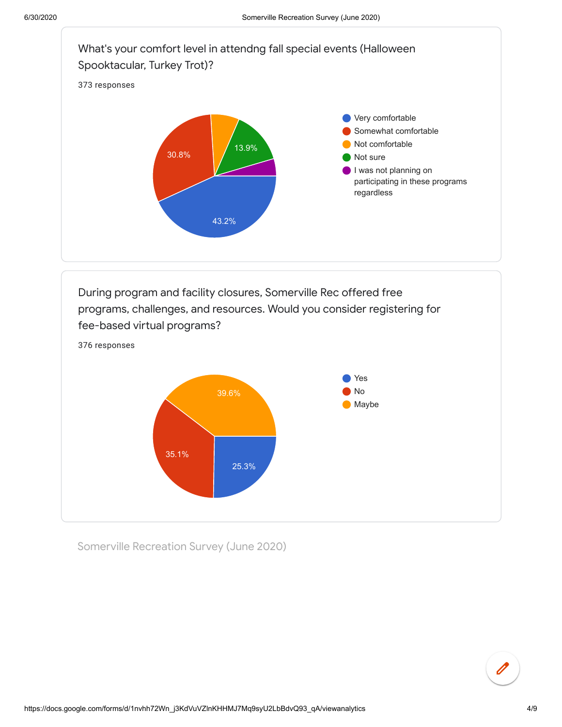What's your comfort level in attendng fall special events (Halloween Spooktacular, Turkey Trot)?

373 responses

- Very comfortable: 43.2%
- Somewhat comfortable: 30.8%
- Not comfortable
- Not sure: 13.9%
- I was not planning on participating in these programs regardless

During program and facility closures, Somerville Rec offered free programs, challenges, and resources. Would you consider registering for fee-based virtual programs?

376 responses

- Yes: 25.3%
- No: 35.1%
- Maybe: 39.6%

Somerville Recreation Survey (June 2020)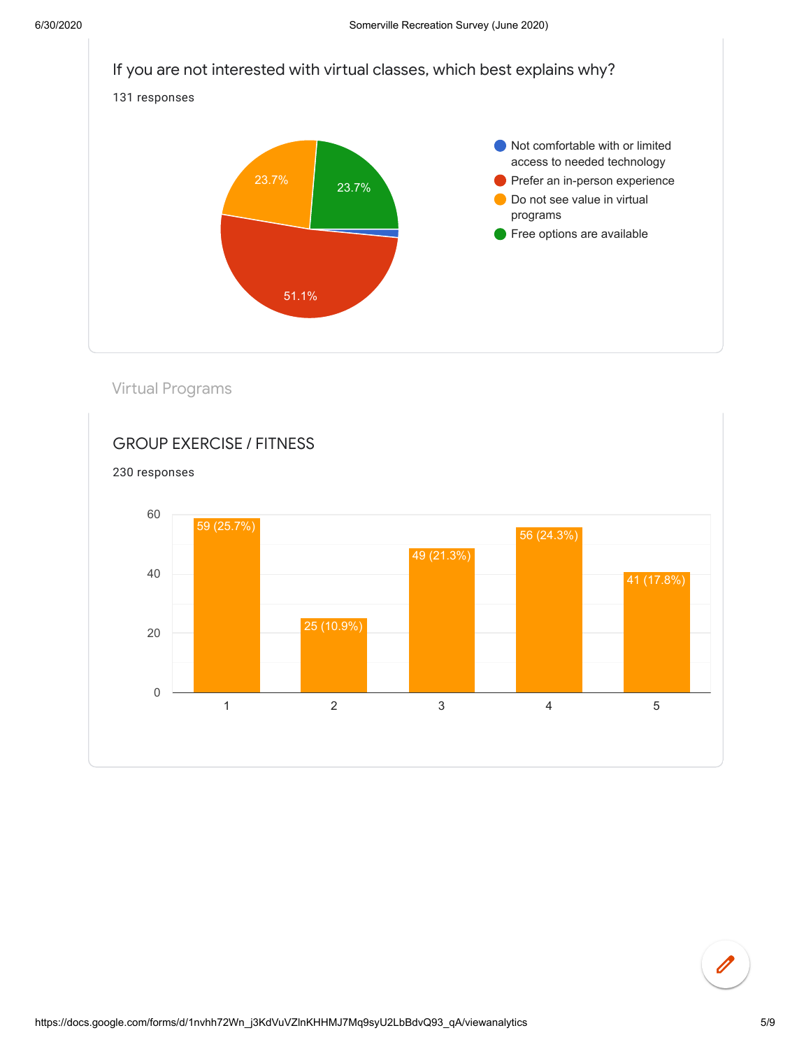## If you are not interested with virtual classes, which best explains why?

131 responses

| Response | Percentage |
| --- | --- |
| Not comfortable with or limited access to needed technology | |
| Prefer an in-person experience | 51.1% |
| Do not see value in virtual programs | 23.7% |
| Free options are available | 23.7% |

Virtual Programs

## GROUP EXERCISE / FITNESS

230 responses

| Rating | Responses |
| --- | --- |
| 1 | 59 (25.7%) |
| 2 | 25 (10.9%) |
| 3 | 49 (21.3%) |
| 4 | 56 (24.3%) |
| 5 | 41 (17.8%) |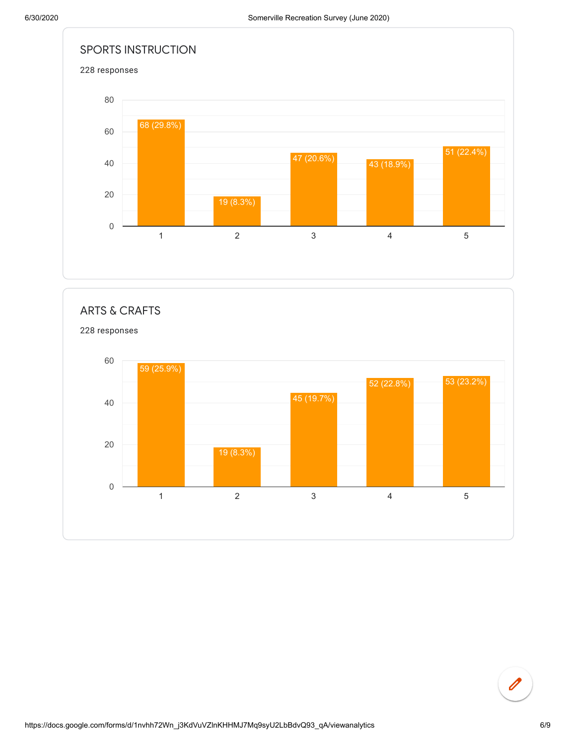## SPORTS INSTRUCTION

228 responses

| Rating | Responses |
|---|---|
| 1 | 68 (29.8%) |
| 2 | 19 (8.3%) |
| 3 | 47 (20.6%) |
| 4 | 43 (18.9%) |
| 5 | 51 (22.4%) |

## ARTS & CRAFTS

228 responses

| Rating | Responses |
|---|---|
| 1 | 59 (25.9%) |
| 2 | 19 (8.3%) |
| 3 | 45 (19.7%) |
| 4 | 52 (22.8%) |
| 5 | 53 (23.2%) |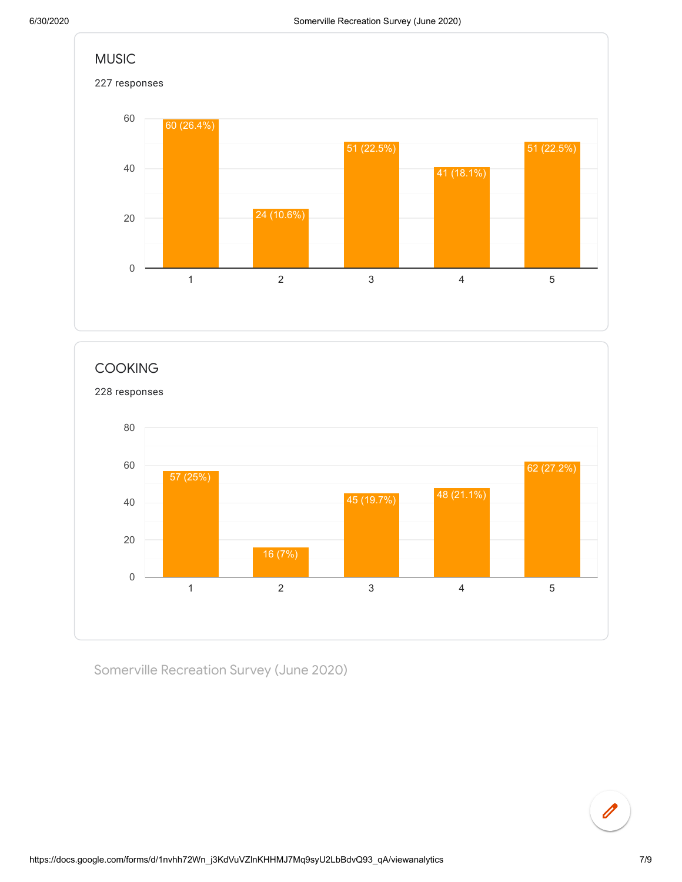## MUSIC

227 responses

| Rating | Responses |
| --- | --- |
| 1 | 60 (26.4%) |
| 2 | 24 (10.6%) |
| 3 | 51 (22.5%) |
| 4 | 41 (18.1%) |
| 5 | 51 (22.5%) |

## COOKING

228 responses

| Rating | Responses |
| --- | --- |
| 1 | 57 (25%) |
| 2 | 16 (7%) |
| 3 | 45 (19.7%) |
| 4 | 48 (21.1%) |
| 5 | 62 (27.2%) |

Somerville Recreation Survey (June 2020)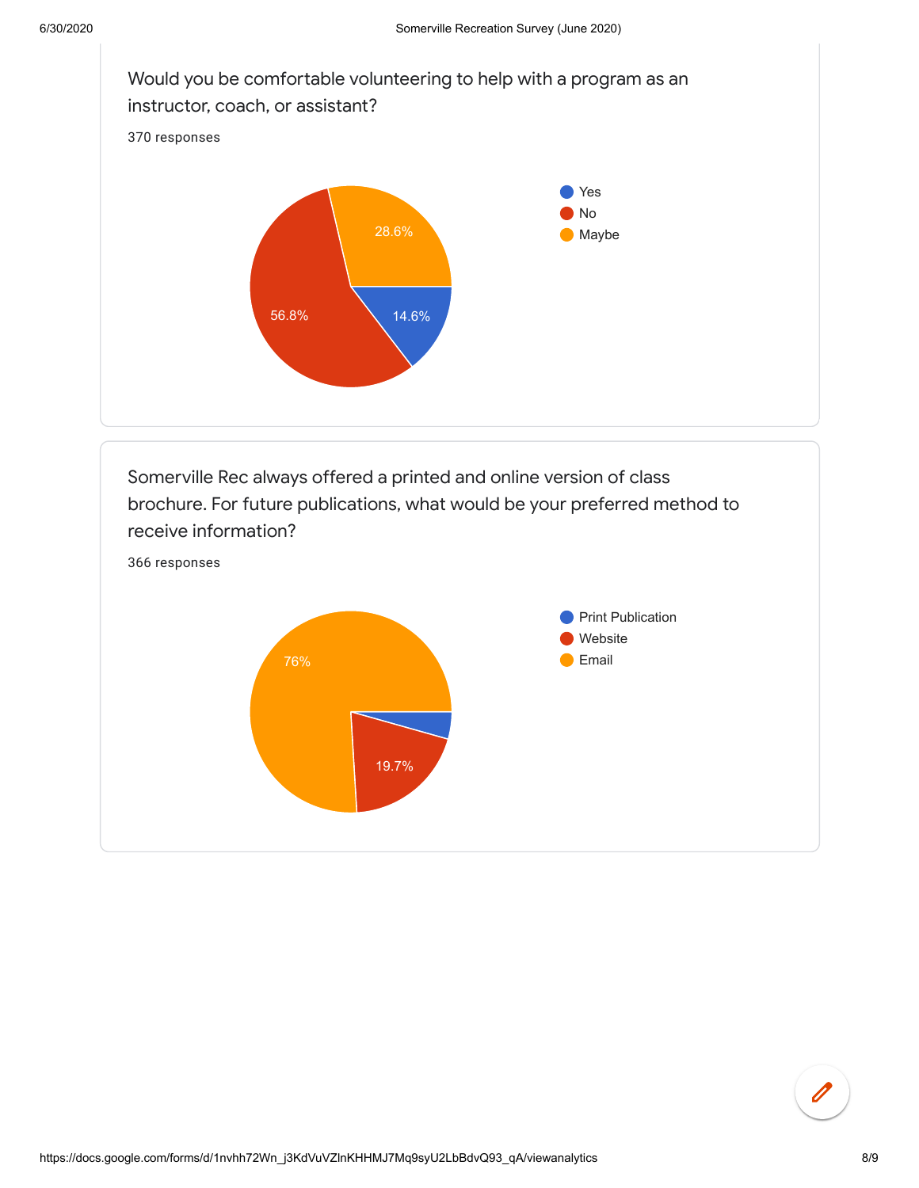Would you be comfortable volunteering to help with a program as an instructor, coach, or assistant?

370 responses

Yes
No
Maybe

28.6%
56.8%
14.6%

Somerville Rec always offered a printed and online version of class brochure. For future publications, what would be your preferred method to receive information?

366 responses

Print Publication
Website
Email

76%
19.7%